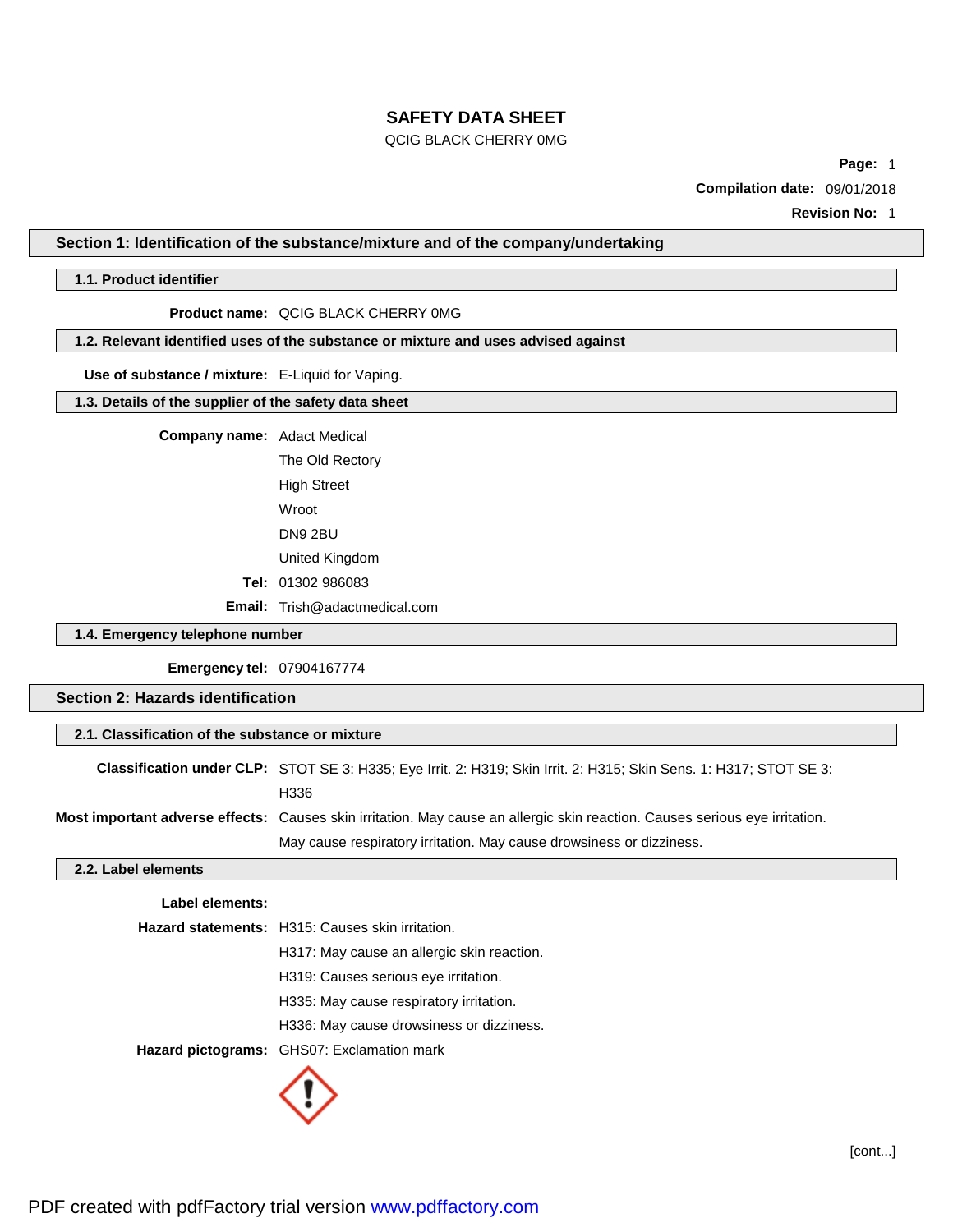# SAFETY DATA SHEET

QCIG BLACK CHERRY 0MG

**Compilation date:** 09/01/2018

**Revision No:** 1

## Section 1: Identification of the substance/mixture and of the company/undertaking

### 1.1. Product identifier

**Product name:** QCIG BLACK CHERRY 0MG

### 1.2. Relevant identified uses of the substance or mixture and uses advised against

**Use of substance / mixture:** E-Liquid for Vaping.

### 1.3. Details of the supplier of the safety data sheet

**Company name:** Adact Medical
The Old Rectory
High Street
Wroot
DN9 2BU
United Kingdom

**Tel:** 01302 986083

**Email:** Trish@adactmedical.com

### 1.4. Emergency telephone number

**Emergency tel:** 07904167774

## Section 2: Hazards identification

### 2.1. Classification of the substance or mixture

**Classification under CLP:** STOT SE 3: H335; Eye Irrit. 2: H319; Skin Irrit. 2: H315; Skin Sens. 1: H317; STOT SE 3: H336

**Most important adverse effects:** Causes skin irritation. May cause an allergic skin reaction. Causes serious eye irritation. May cause respiratory irritation. May cause drowsiness or dizziness.

### 2.2. Label elements

**Label elements:**

**Hazard statements:** H315: Causes skin irritation.
H317: May cause an allergic skin reaction.
H319: Causes serious eye irritation.
H335: May cause respiratory irritation.
H336: May cause drowsiness or dizziness.

**Hazard pictograms:** GHS07: Exclamation mark

[cont...]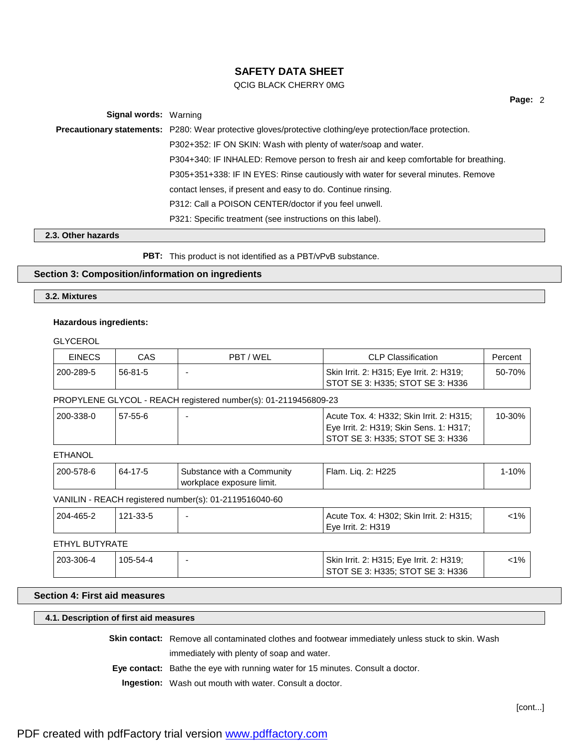**Signal words:** Warning

**Precautionary statements:** P280: Wear protective gloves/protective clothing/eye protection/face protection.
P302+352: IF ON SKIN: Wash with plenty of water/soap and water.
P304+340: IF INHALED: Remove person to fresh air and keep comfortable for breathing.
P305+351+338: IF IN EYES: Rinse cautiously with water for several minutes. Remove contact lenses, if present and easy to do. Continue rinsing.
P312: Call a POISON CENTER/doctor if you feel unwell.
P321: Specific treatment (see instructions on this label).

### 2.3. Other hazards

**PBT:** This product is not identified as a PBT/vPvB substance.

## Section 3: Composition/information on ingredients

### 3.2. Mixtures

**Hazardous ingredients:**

GLYCEROL

| EINECS | CAS | PBT / WEL | CLP Classification | Percent |
|---|---|---|---|---|
| 200-289-5 | 56-81-5 | - | Skin Irrit. 2: H315; Eye Irrit. 2: H319; STOT SE 3: H335; STOT SE 3: H336 | 50-70% |

PROPYLENE GLYCOL - REACH registered number(s): 01-2119456809-23

| | | | | |
|---|---|---|---|---|
| 200-338-0 | 57-55-6 | - | Acute Tox. 4: H332; Skin Irrit. 2: H315; Eye Irrit. 2: H319; Skin Sens. 1: H317; STOT SE 3: H335; STOT SE 3: H336 | 10-30% |

ETHANOL

| | | | | |
|---|---|---|---|---|
| 200-578-6 | 64-17-5 | Substance with a Community workplace exposure limit. | Flam. Liq. 2: H225 | 1-10% |

VANILIN - REACH registered number(s): 01-2119516040-60

| | | | | |
|---|---|---|---|---|
| 204-465-2 | 121-33-5 | - | Acute Tox. 4: H302; Skin Irrit. 2: H315; Eye Irrit. 2: H319 | <1% |

ETHYL BUTYRATE

| | | | | |
|---|---|---|---|---|
| 203-306-4 | 105-54-4 | - | Skin Irrit. 2: H315; Eye Irrit. 2: H319; STOT SE 3: H335; STOT SE 3: H336 | <1% |

## Section 4: First aid measures

### 4.1. Description of first aid measures

**Skin contact:** Remove all contaminated clothes and footwear immediately unless stuck to skin. Wash immediately with plenty of soap and water.

**Eye contact:** Bathe the eye with running water for 15 minutes. Consult a doctor.

**Ingestion:** Wash out mouth with water. Consult a doctor.

[cont...]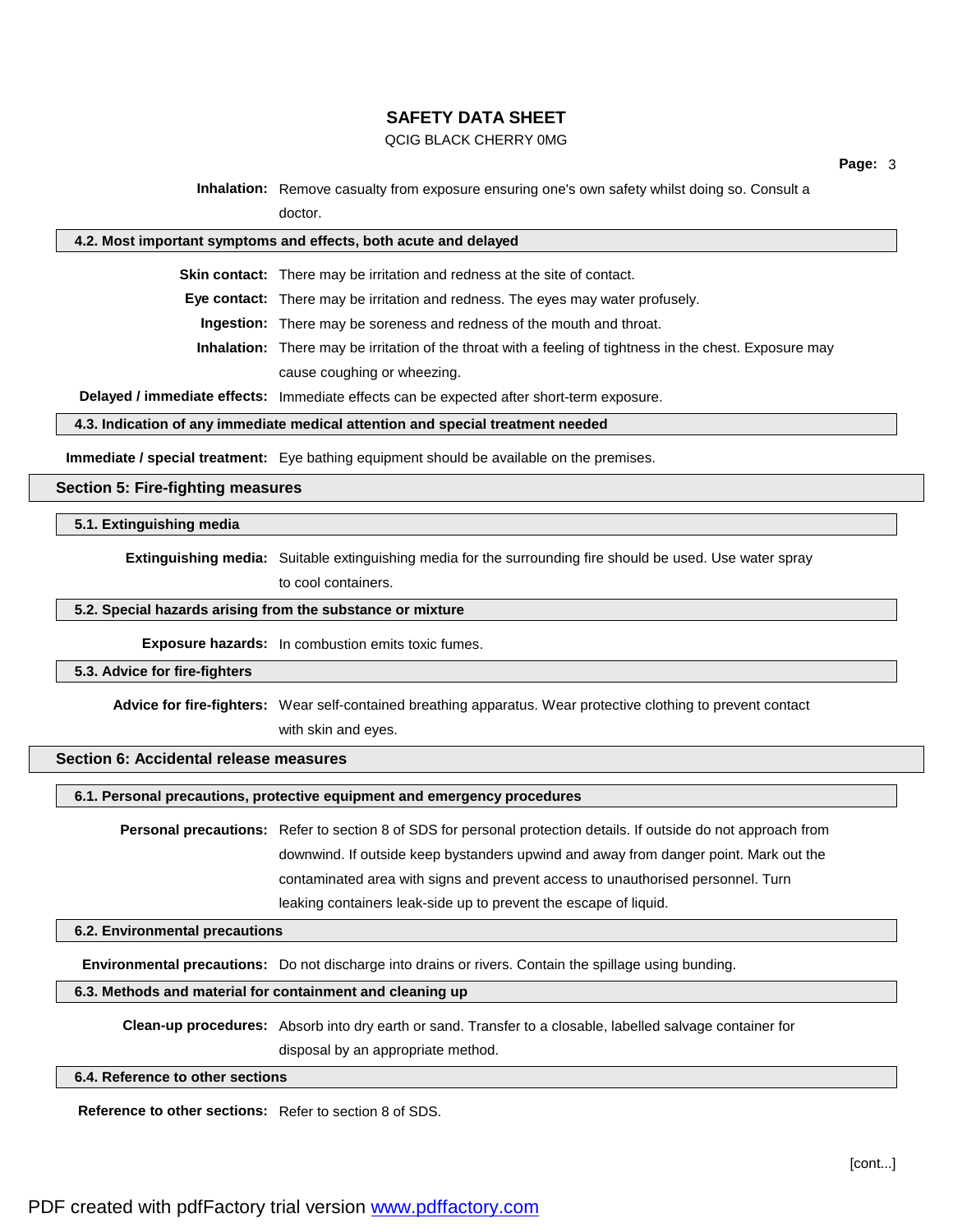**Inhalation:** Remove casualty from exposure ensuring one's own safety whilst doing so. Consult a doctor.

### 4.2. Most important symptoms and effects, both acute and delayed

**Skin contact:** There may be irritation and redness at the site of contact.

**Eye contact:** There may be irritation and redness. The eyes may water profusely.

**Ingestion:** There may be soreness and redness of the mouth and throat.

**Inhalation:** There may be irritation of the throat with a feeling of tightness in the chest. Exposure may cause coughing or wheezing.

**Delayed / immediate effects:** Immediate effects can be expected after short-term exposure.

### 4.3. Indication of any immediate medical attention and special treatment needed

**Immediate / special treatment:** Eye bathing equipment should be available on the premises.

## Section 5: Fire-fighting measures

### 5.1. Extinguishing media

**Extinguishing media:** Suitable extinguishing media for the surrounding fire should be used. Use water spray to cool containers.

### 5.2. Special hazards arising from the substance or mixture

**Exposure hazards:** In combustion emits toxic fumes.

### 5.3. Advice for fire-fighters

**Advice for fire-fighters:** Wear self-contained breathing apparatus. Wear protective clothing to prevent contact with skin and eyes.

## Section 6: Accidental release measures

### 6.1. Personal precautions, protective equipment and emergency procedures

**Personal precautions:** Refer to section 8 of SDS for personal protection details. If outside do not approach from downwind. If outside keep bystanders upwind and away from danger point. Mark out the contaminated area with signs and prevent access to unauthorised personnel. Turn leaking containers leak-side up to prevent the escape of liquid.

### 6.2. Environmental precautions

**Environmental precautions:** Do not discharge into drains or rivers. Contain the spillage using bunding.

### 6.3. Methods and material for containment and cleaning up

**Clean-up procedures:** Absorb into dry earth or sand. Transfer to a closable, labelled salvage container for disposal by an appropriate method.

### 6.4. Reference to other sections

**Reference to other sections:** Refer to section 8 of SDS.

[cont...]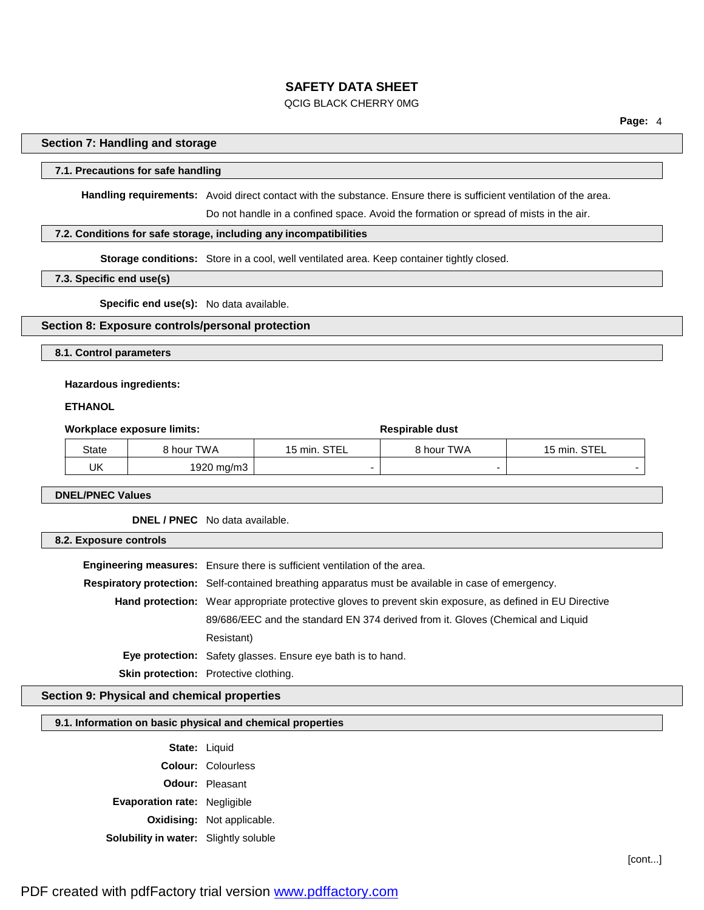## Section 7: Handling and storage

### 7.1. Precautions for safe handling

**Handling requirements:** Avoid direct contact with the substance. Ensure there is sufficient ventilation of the area. Do not handle in a confined space. Avoid the formation or spread of mists in the air.

### 7.2. Conditions for safe storage, including any incompatibilities

**Storage conditions:** Store in a cool, well ventilated area. Keep container tightly closed.

### 7.3. Specific end use(s)

**Specific end use(s):** No data available.

## Section 8: Exposure controls/personal protection

### 8.1. Control parameters

**Hazardous ingredients:**

**ETHANOL**

| **Workplace exposure limits:** | | | **Respirable dust** | |
|---|---|---|---|---|
| State | 8 hour TWA | 15 min. STEL | 8 hour TWA | 15 min. STEL |
| UK | 1920 mg/m3 | - | - | - |

### DNEL/PNEC Values

**DNEL / PNEC** No data available.

### 8.2. Exposure controls

**Engineering measures:** Ensure there is sufficient ventilation of the area.

**Respiratory protection:** Self-contained breathing apparatus must be available in case of emergency.

**Hand protection:** Wear appropriate protective gloves to prevent skin exposure, as defined in EU Directive 89/686/EEC and the standard EN 374 derived from it. Gloves (Chemical and Liquid Resistant)

**Eye protection:** Safety glasses. Ensure eye bath is to hand.

**Skin protection:** Protective clothing.

## Section 9: Physical and chemical properties

### 9.1. Information on basic physical and chemical properties

**State:** Liquid

**Colour:** Colourless

**Odour:** Pleasant

**Evaporation rate:** Negligible

**Oxidising:** Not applicable.

**Solubility in water:** Slightly soluble

[cont...]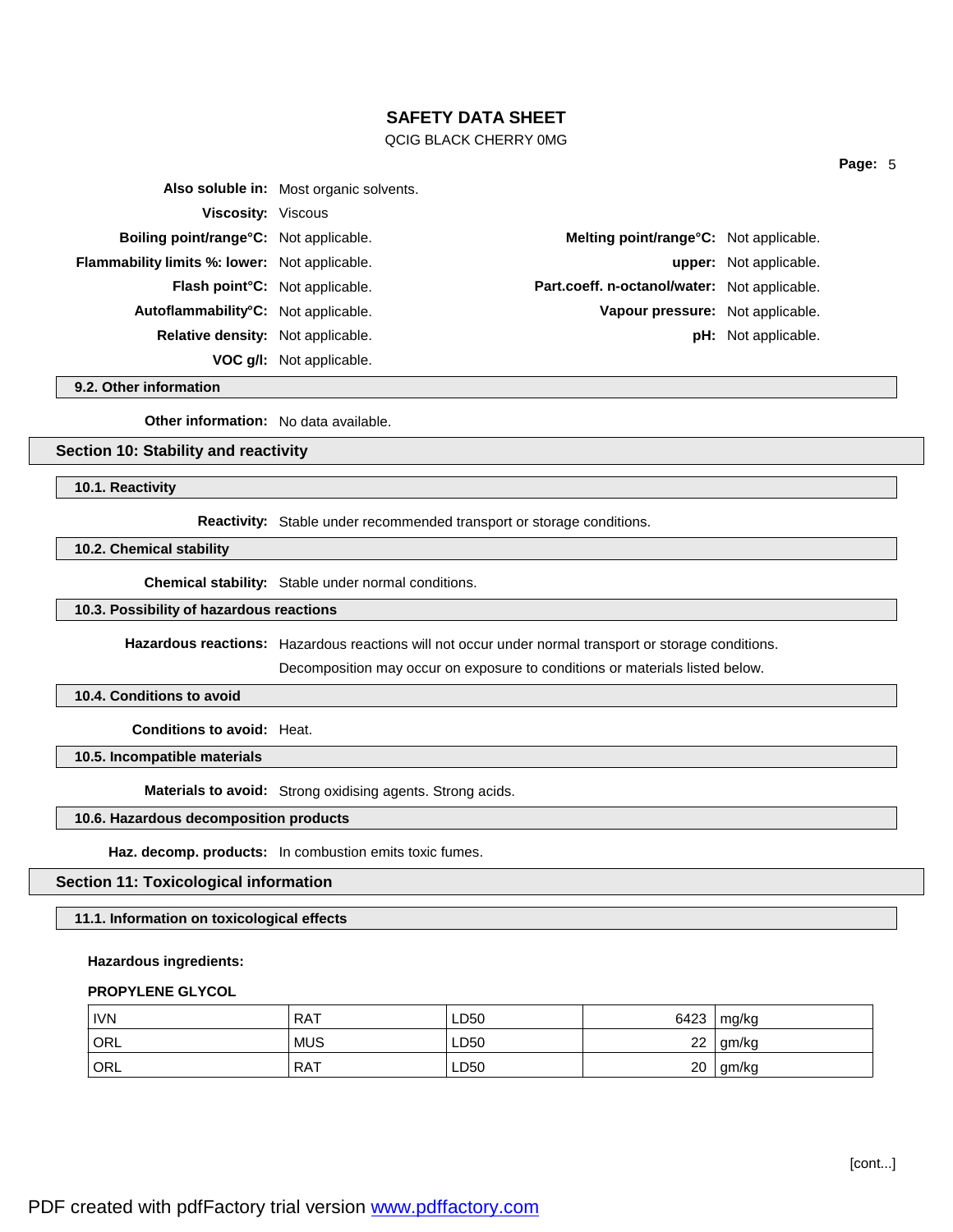**Also soluble in:** Most organic solvents.

**Viscosity:** Viscous

**Boiling point/range°C:** Not applicable.

**Melting point/range°C:** Not applicable.

**Flammability limits %: lower:** Not applicable.

**upper:** Not applicable.

**Flash point°C:** Not applicable.

**Part.coeff. n-octanol/water:** Not applicable.

**Autoflammability°C:** Not applicable.

**Vapour pressure:** Not applicable.

**Relative density:** Not applicable.

**pH:** Not applicable.

**VOC g/l:** Not applicable.

### 9.2. Other information

**Other information:** No data available.

## Section 10: Stability and reactivity

### 10.1. Reactivity

**Reactivity:** Stable under recommended transport or storage conditions.

### 10.2. Chemical stability

**Chemical stability:** Stable under normal conditions.

### 10.3. Possibility of hazardous reactions

**Hazardous reactions:** Hazardous reactions will not occur under normal transport or storage conditions.

Decomposition may occur on exposure to conditions or materials listed below.

### 10.4. Conditions to avoid

**Conditions to avoid:** Heat.

### 10.5. Incompatible materials

**Materials to avoid:** Strong oxidising agents. Strong acids.

### 10.6. Hazardous decomposition products

**Haz. decomp. products:** In combustion emits toxic fumes.

## Section 11: Toxicological information

### 11.1. Information on toxicological effects

**Hazardous ingredients:**

**PROPYLENE GLYCOL**

| | | | | |
|---|---|---|---|---|
| IVN | RAT | LD50 | 6423 | mg/kg |
| ORL | MUS | LD50 | 22 | gm/kg |
| ORL | RAT | LD50 | 20 | gm/kg |

[cont...]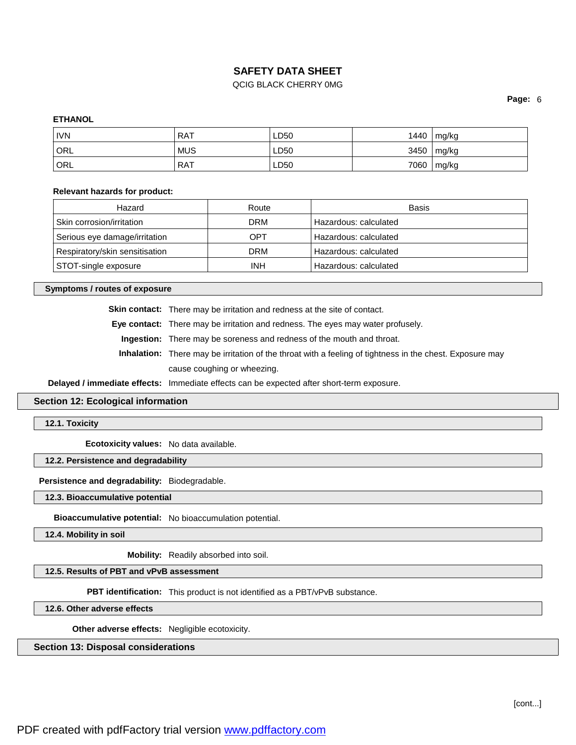**ETHANOL**

| | | | | |
|---|---|---|---|---|
| IVN | RAT | LD50 | 1440 | mg/kg |
| ORL | MUS | LD50 | 3450 | mg/kg |
| ORL | RAT | LD50 | 7060 | mg/kg |

**Relevant hazards for product:**

| Hazard | Route | Basis |
|---|---|---|
| Skin corrosion/irritation | DRM | Hazardous: calculated |
| Serious eye damage/irritation | OPT | Hazardous: calculated |
| Respiratory/skin sensitisation | DRM | Hazardous: calculated |
| STOT-single exposure | INH | Hazardous: calculated |

### Symptoms / routes of exposure

**Skin contact:** There may be irritation and redness at the site of contact.

**Eye contact:** There may be irritation and redness. The eyes may water profusely.

**Ingestion:** There may be soreness and redness of the mouth and throat.

**Inhalation:** There may be irritation of the throat with a feeling of tightness in the chest. Exposure may cause coughing or wheezing.

**Delayed / immediate effects:** Immediate effects can be expected after short-term exposure.

## Section 12: Ecological information

### 12.1. Toxicity

**Ecotoxicity values:** No data available.

### 12.2. Persistence and degradability

**Persistence and degradability:** Biodegradable.

### 12.3. Bioaccumulative potential

**Bioaccumulative potential:** No bioaccumulation potential.

### 12.4. Mobility in soil

**Mobility:** Readily absorbed into soil.

### 12.5. Results of PBT and vPvB assessment

**PBT identification:** This product is not identified as a PBT/vPvB substance.

### 12.6. Other adverse effects

**Other adverse effects:** Negligible ecotoxicity.

## Section 13: Disposal considerations

[cont...]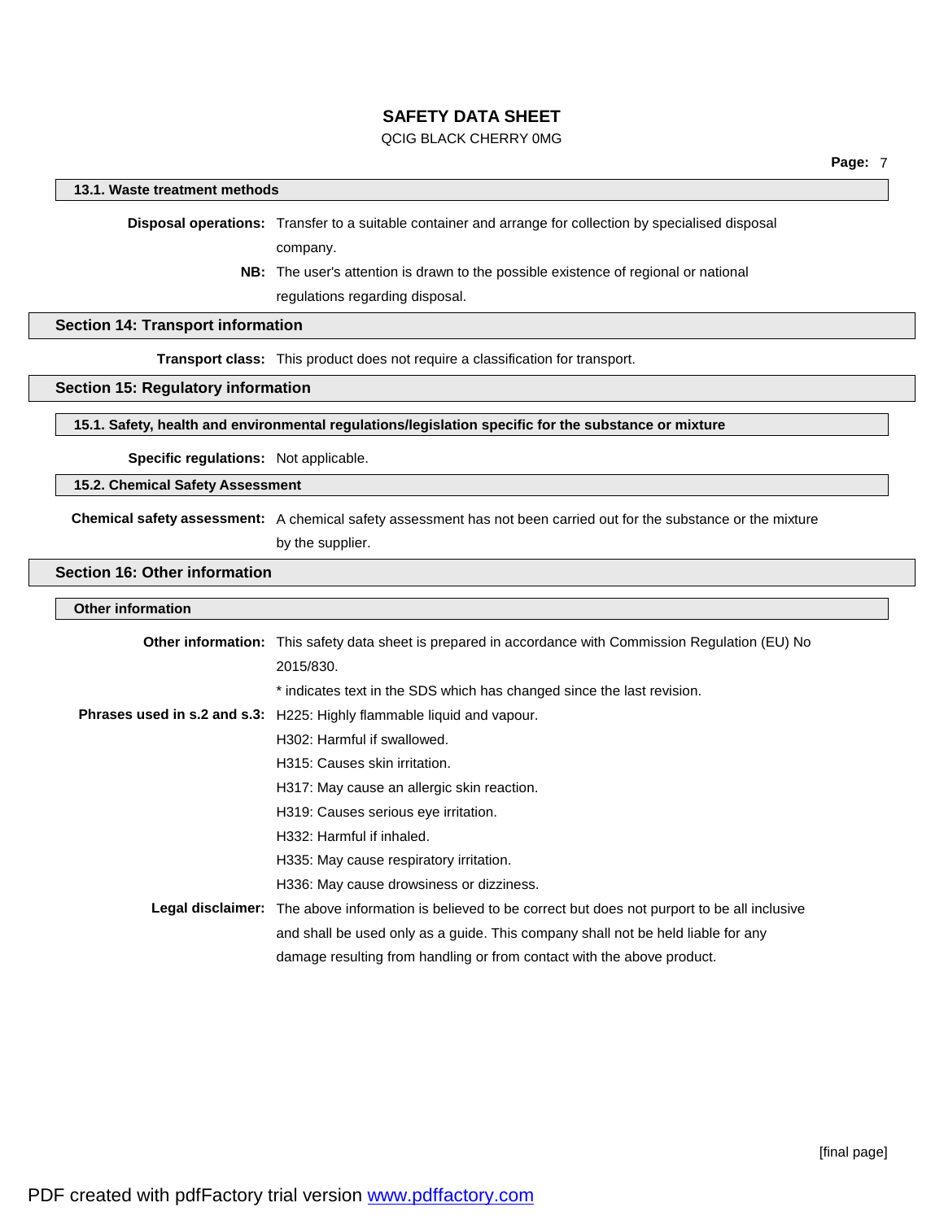### 13.1. Waste treatment methods

**Disposal operations:** Transfer to a suitable container and arrange for collection by specialised disposal company.

**NB:** The user's attention is drawn to the possible existence of regional or national regulations regarding disposal.

## Section 14: Transport information

**Transport class:** This product does not require a classification for transport.

## Section 15: Regulatory information

### 15.1. Safety, health and environmental regulations/legislation specific for the substance or mixture

**Specific regulations:** Not applicable.

### 15.2. Chemical Safety Assessment

**Chemical safety assessment:** A chemical safety assessment has not been carried out for the substance or the mixture by the supplier.

## Section 16: Other information

### Other information

**Other information:** This safety data sheet is prepared in accordance with Commission Regulation (EU) No 2015/830.

* indicates text in the SDS which has changed since the last revision.

**Phrases used in s.2 and s.3:** H225: Highly flammable liquid and vapour.

H302: Harmful if swallowed.

H315: Causes skin irritation.

H317: May cause an allergic skin reaction.

H319: Causes serious eye irritation.

H332: Harmful if inhaled.

H335: May cause respiratory irritation.

H336: May cause drowsiness or dizziness.

**Legal disclaimer:** The above information is believed to be correct but does not purport to be all inclusive and shall be used only as a guide. This company shall not be held liable for any damage resulting from handling or from contact with the above product.

[final page]